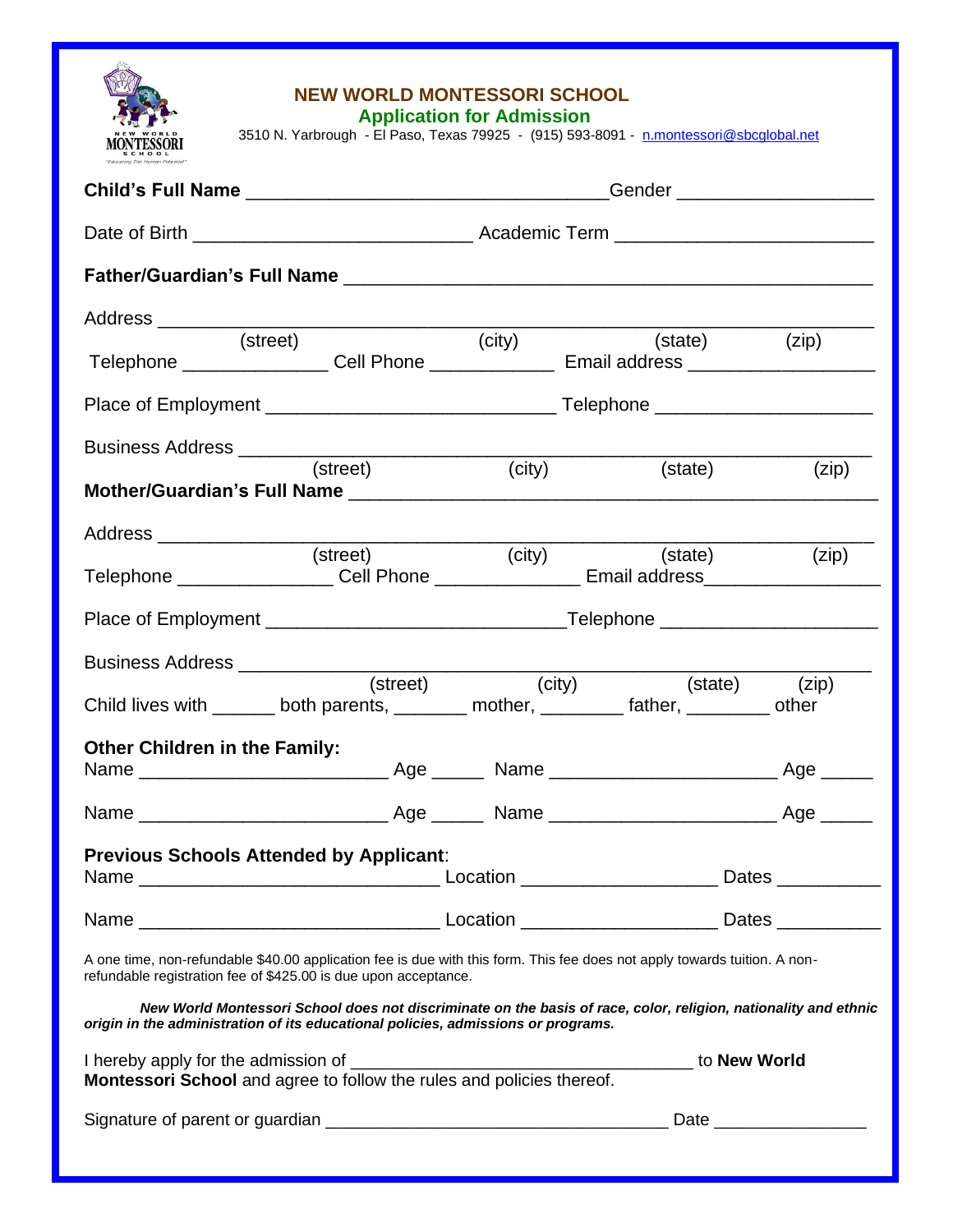# NEW WORLD MONTESSORI SCHOOL

## Application for Admission

3510 N. Yarbrough - El Paso, Texas 79925 - (915) 593-8091 - n.montessori@sbcglobal.net

**Child's Full Name** ________________________________ Gender __________________

Date of Birth __________________________ Academic Term ________________________

**Father/Guardian's Full Name** ________________________________________________

Address _______________________________________________________________
(street) (city) (state) (zip)

Telephone ______________ Cell Phone ____________ Email address __________________

Place of Employment ___________________________ Telephone ____________________

Business Address ________________________________________________________
(street) (city) (state) (zip)

**Mother/Guardian's Full Name** _________________________________________________

Address _______________________________________________________________
(street) (city) (state) (zip)

Telephone _______________ Cell Phone ______________ Email address_________________

Place of Employment ____________________________Telephone ____________________

Business Address ________________________________________________________
(street) (city) (state) (zip)

Child lives with ______ both parents, _______ mother, ________ father, ________ other

**Other Children in the Family:**

Name _______________________ Age _____ Name _____________________ Age _____

Name _______________________ Age _____ Name _____________________ Age _____

**Previous Schools Attended by Applicant**:

Name ____________________________ Location __________________ Dates __________

Name ____________________________ Location __________________ Dates __________

A one time, non-refundable $40.00 application fee is due with this form. This fee does not apply towards tuition. A non-refundable registration fee of $425.00 is due upon acceptance.

***New World Montessori School does not discriminate on the basis of race, color, religion, nationality and ethnic origin in the administration of its educational policies, admissions or programs.***

I hereby apply for the admission of ________________________________ to **New World Montessori School** and agree to follow the rules and policies thereof.

Signature of parent or guardian ________________________________ Date _______________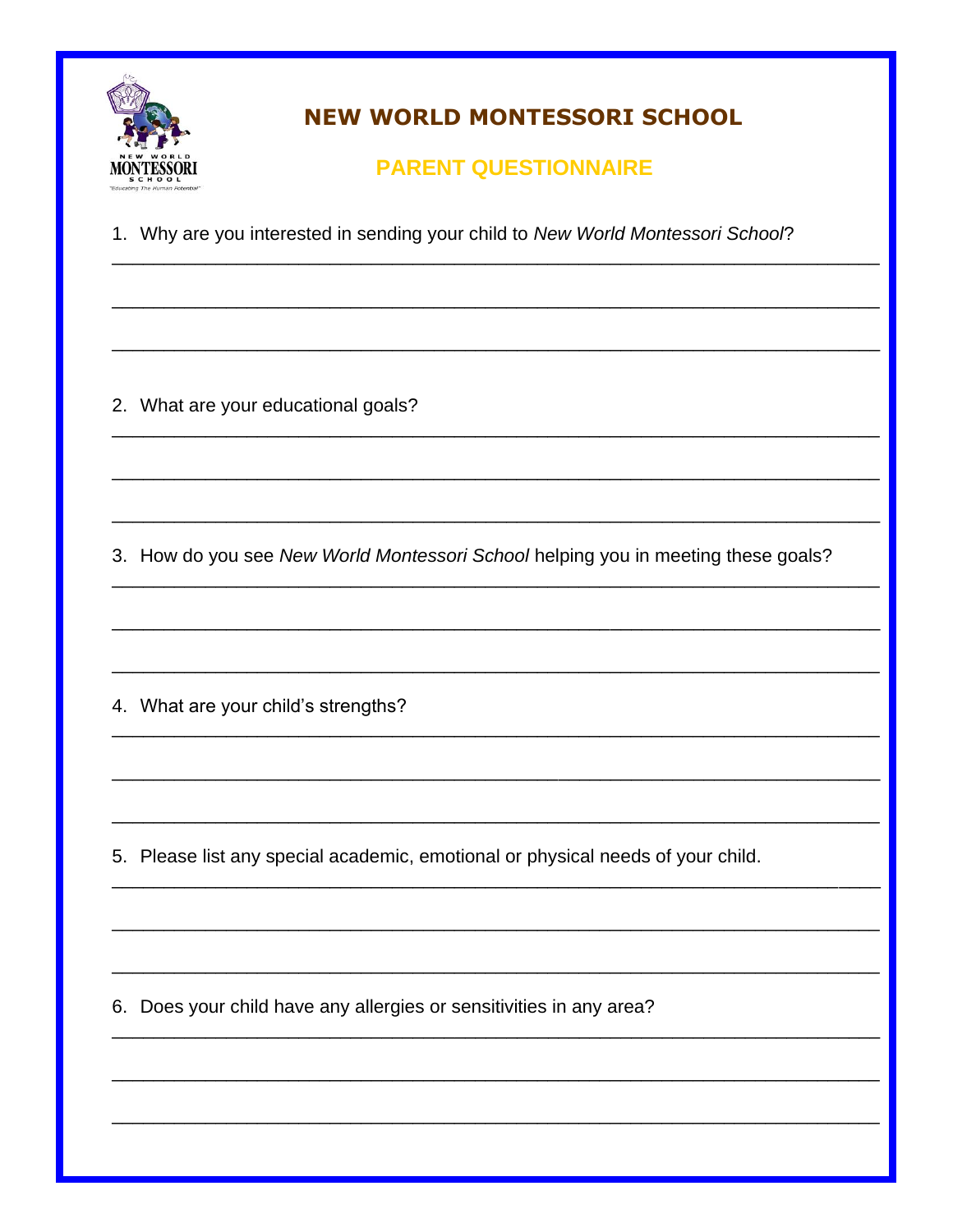# NEW WORLD MONTESSORI SCHOOL

## PARENT QUESTIONNAIRE

1. Why are you interested in sending your child to *New World Montessori School*?

______________________________________________________________________________

______________________________________________________________________________

______________________________________________________________________________

2. What are your educational goals?

______________________________________________________________________________

______________________________________________________________________________

______________________________________________________________________________

3. How do you see *New World Montessori School* helping you in meeting these goals?

______________________________________________________________________________

______________________________________________________________________________

______________________________________________________________________________

4. What are your child's strengths?

______________________________________________________________________________

______________________________________________________________________________

______________________________________________________________________________

5. Please list any special academic, emotional or physical needs of your child.

______________________________________________________________________________

______________________________________________________________________________

______________________________________________________________________________

6. Does your child have any allergies or sensitivities in any area?

______________________________________________________________________________

______________________________________________________________________________

______________________________________________________________________________